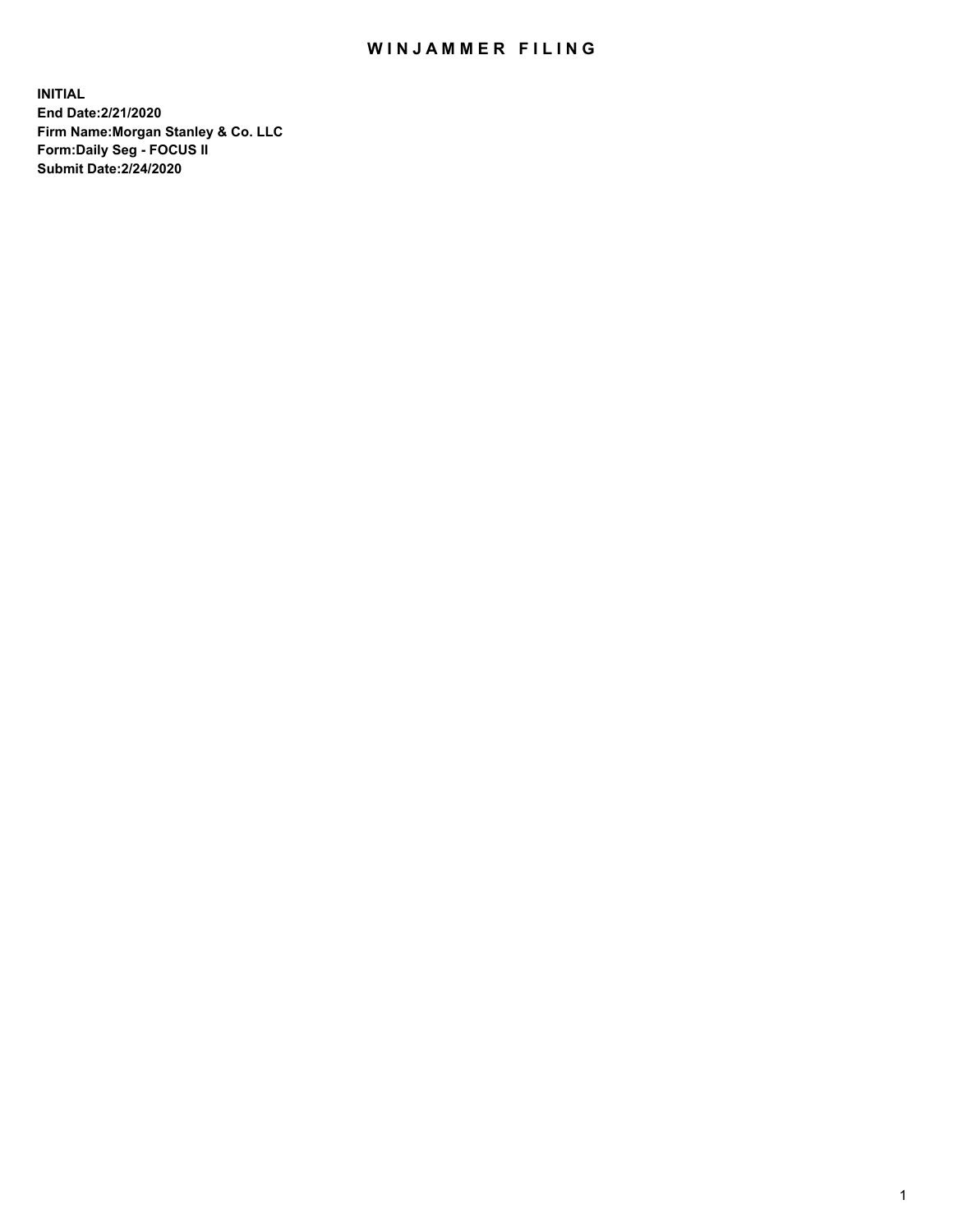# WINJAMMER FILING

**INITIAL**
**End Date:2/21/2020**
**Firm Name:Morgan Stanley & Co. LLC**
**Form:Daily Seg - FOCUS II**
**Submit Date:2/24/2020**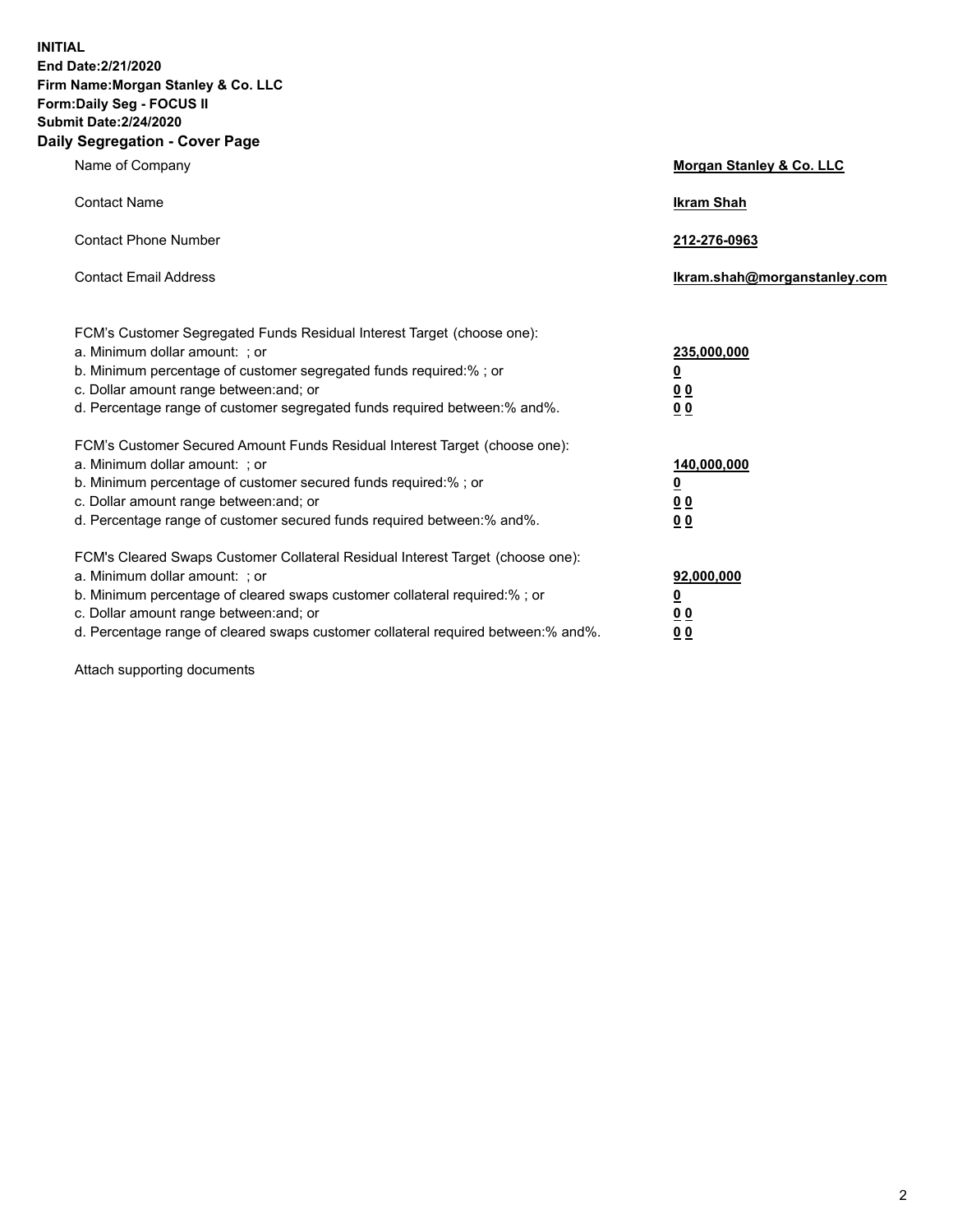**INITIAL**
**End Date:2/21/2020**
**Firm Name:Morgan Stanley & Co. LLC**
**Form:Daily Seg - FOCUS II**
**Submit Date:2/24/2020**

## Daily Segregation - Cover Page

| | |
|---|---|
| Name of Company | **Morgan Stanley & Co. LLC** |
| Contact Name | **Ikram Shah** |
| Contact Phone Number | **212-276-0963** |
| Contact Email Address | **Ikram.shah@morganstanley.com** |

FCM's Customer Segregated Funds Residual Interest Target (choose one):

| | |
|---|---|
| a. Minimum dollar amount: ; or | **235,000,000** |
| b. Minimum percentage of customer segregated funds required:% ; or | **0** |
| c. Dollar amount range between:and; or | **0 0** |
| d. Percentage range of customer segregated funds required between:% and%. | **0 0** |

FCM's Customer Secured Amount Funds Residual Interest Target (choose one):

| | |
|---|---|
| a. Minimum dollar amount: ; or | **140,000,000** |
| b. Minimum percentage of customer secured funds required:% ; or | **0** |
| c. Dollar amount range between:and; or | **0 0** |
| d. Percentage range of customer secured funds required between:% and%. | **0 0** |

FCM's Cleared Swaps Customer Collateral Residual Interest Target (choose one):

| | |
|---|---|
| a. Minimum dollar amount: ; or | **92,000,000** |
| b. Minimum percentage of cleared swaps customer collateral required:% ; or | **0** |
| c. Dollar amount range between:and; or | **0 0** |
| d. Percentage range of cleared swaps customer collateral required between:% and%. | **0 0** |

Attach supporting documents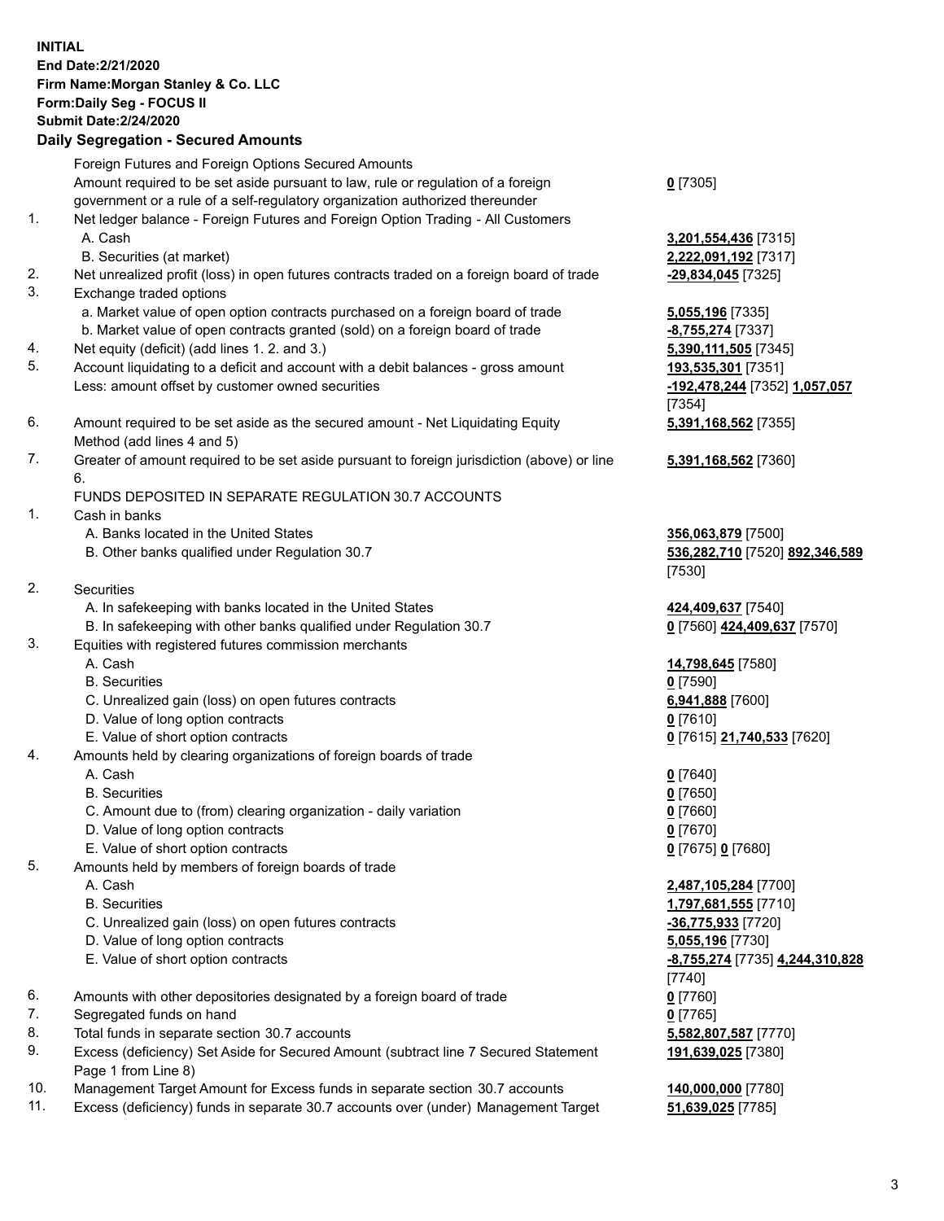**INITIAL**
**End Date:2/21/2020**
**Firm Name:Morgan Stanley & Co. LLC**
**Form:Daily Seg - FOCUS II**
**Submit Date:2/24/2020**

## Daily Segregation - Secured Amounts

| | | |
|---|---|---|
| | Foreign Futures and Foreign Options Secured Amounts | |
| | Amount required to be set aside pursuant to law, rule or regulation of a foreign government or a rule of a self-regulatory organization authorized thereunder | **0** [7305] |
| 1. | Net ledger balance - Foreign Futures and Foreign Option Trading - All Customers | |
| | A. Cash | **3,201,554,436** [7315] |
| | B. Securities (at market) | **2,222,091,192** [7317] |
| 2. | Net unrealized profit (loss) in open futures contracts traded on a foreign board of trade | **-29,834,045** [7325] |
| 3. | Exchange traded options | |
| | a. Market value of open option contracts purchased on a foreign board of trade | **5,055,196** [7335] |
| | b. Market value of open contracts granted (sold) on a foreign board of trade | **-8,755,274** [7337] |
| 4. | Net equity (deficit) (add lines 1. 2. and 3.) | **5,390,111,505** [7345] |
| 5. | Account liquidating to a deficit and account with a debit balances - gross amount | **193,535,301** [7351] |
| | Less: amount offset by customer owned securities | **-192,478,244** [7352] **1,057,057** [7354] |
| 6. | Amount required to be set aside as the secured amount - Net Liquidating Equity Method (add lines 4 and 5) | **5,391,168,562** [7355] |
| 7. | Greater of amount required to be set aside pursuant to foreign jurisdiction (above) or line 6. | **5,391,168,562** [7360] |
| | FUNDS DEPOSITED IN SEPARATE REGULATION 30.7 ACCOUNTS | |
| 1. | Cash in banks | |
| | A. Banks located in the United States | **356,063,879** [7500] |
| | B. Other banks qualified under Regulation 30.7 | **536,282,710** [7520] **892,346,589** [7530] |
| 2. | Securities | |
| | A. In safekeeping with banks located in the United States | **424,409,637** [7540] |
| | B. In safekeeping with other banks qualified under Regulation 30.7 | **0** [7560] **424,409,637** [7570] |
| 3. | Equities with registered futures commission merchants | |
| | A. Cash | **14,798,645** [7580] |
| | B. Securities | **0** [7590] |
| | C. Unrealized gain (loss) on open futures contracts | **6,941,888** [7600] |
| | D. Value of long option contracts | **0** [7610] |
| | E. Value of short option contracts | **0** [7615] **21,740,533** [7620] |
| 4. | Amounts held by clearing organizations of foreign boards of trade | |
| | A. Cash | **0** [7640] |
| | B. Securities | **0** [7650] |
| | C. Amount due to (from) clearing organization - daily variation | **0** [7660] |
| | D. Value of long option contracts | **0** [7670] |
| | E. Value of short option contracts | **0** [7675] **0** [7680] |
| 5. | Amounts held by members of foreign boards of trade | |
| | A. Cash | **2,487,105,284** [7700] |
| | B. Securities | **1,797,681,555** [7710] |
| | C. Unrealized gain (loss) on open futures contracts | **-36,775,933** [7720] |
| | D. Value of long option contracts | **5,055,196** [7730] |
| | E. Value of short option contracts | **-8,755,274** [7735] **4,244,310,828** [7740] |
| 6. | Amounts with other depositories designated by a foreign board of trade | **0** [7760] |
| 7. | Segregated funds on hand | **0** [7765] |
| 8. | Total funds in separate section 30.7 accounts | **5,582,807,587** [7770] |
| 9. | Excess (deficiency) Set Aside for Secured Amount (subtract line 7 Secured Statement Page 1 from Line 8) | **191,639,025** [7380] |
| 10. | Management Target Amount for Excess funds in separate section 30.7 accounts | **140,000,000** [7780] |
| 11. | Excess (deficiency) funds in separate 30.7 accounts over (under) Management Target | **51,639,025** [7785] |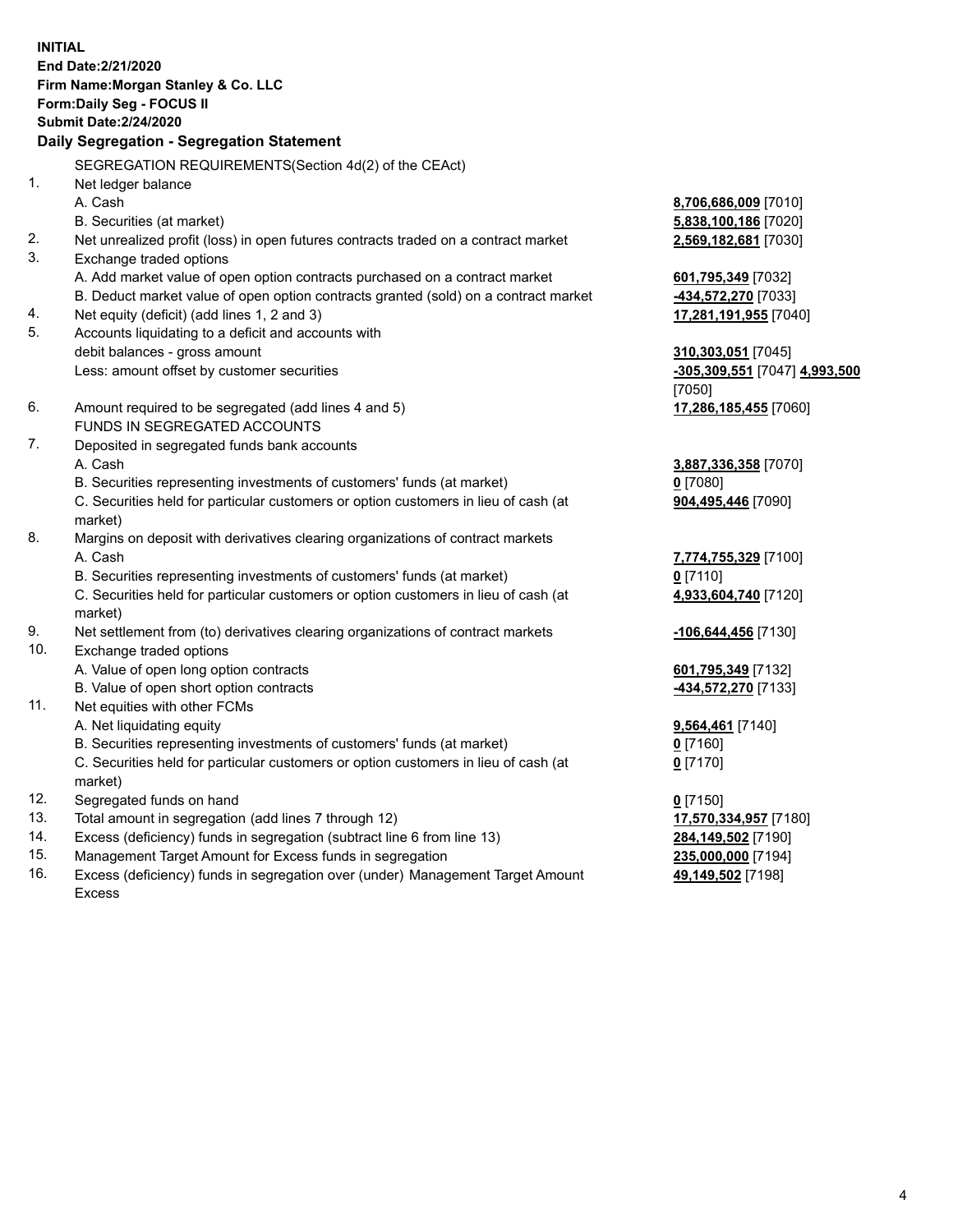**INITIAL**
**End Date:2/21/2020**
**Firm Name:Morgan Stanley & Co. LLC**
**Form:Daily Seg - FOCUS II**
**Submit Date:2/24/2020**

**Daily Segregation - Segregation Statement**

| | | |
|---|---|---|
| | SEGREGATION REQUIREMENTS(Section 4d(2) of the CEAct) | |
| 1. | Net ledger balance | |
| | A. Cash | **8,706,686,009** [7010] |
| | B. Securities (at market) | **5,838,100,186** [7020] |
| 2. | Net unrealized profit (loss) in open futures contracts traded on a contract market | **2,569,182,681** [7030] |
| 3. | Exchange traded options | |
| | A. Add market value of open option contracts purchased on a contract market | **601,795,349** [7032] |
| | B. Deduct market value of open option contracts granted (sold) on a contract market | **-434,572,270** [7033] |
| 4. | Net equity (deficit) (add lines 1, 2 and 3) | **17,281,191,955** [7040] |
| 5. | Accounts liquidating to a deficit and accounts with debit balances - gross amount | **310,303,051** [7045] |
| | Less: amount offset by customer securities | **-305,309,551** [7047] **4,993,500** [7050] |
| 6. | Amount required to be segregated (add lines 4 and 5) | **17,286,185,455** [7060] |
| | FUNDS IN SEGREGATED ACCOUNTS | |
| 7. | Deposited in segregated funds bank accounts | |
| | A. Cash | **3,887,336,358** [7070] |
| | B. Securities representing investments of customers' funds (at market) | **0** [7080] |
| | C. Securities held for particular customers or option customers in lieu of cash (at market) | **904,495,446** [7090] |
| 8. | Margins on deposit with derivatives clearing organizations of contract markets | |
| | A. Cash | **7,774,755,329** [7100] |
| | B. Securities representing investments of customers' funds (at market) | **0** [7110] |
| | C. Securities held for particular customers or option customers in lieu of cash (at market) | **4,933,604,740** [7120] |
| 9. | Net settlement from (to) derivatives clearing organizations of contract markets | **-106,644,456** [7130] |
| 10. | Exchange traded options | |
| | A. Value of open long option contracts | **601,795,349** [7132] |
| | B. Value of open short option contracts | **-434,572,270** [7133] |
| 11. | Net equities with other FCMs | |
| | A. Net liquidating equity | **9,564,461** [7140] |
| | B. Securities representing investments of customers' funds (at market) | **0** [7160] |
| | C. Securities held for particular customers or option customers in lieu of cash (at market) | **0** [7170] |
| 12. | Segregated funds on hand | **0** [7150] |
| 13. | Total amount in segregation (add lines 7 through 12) | **17,570,334,957** [7180] |
| 14. | Excess (deficiency) funds in segregation (subtract line 6 from line 13) | **284,149,502** [7190] |
| 15. | Management Target Amount for Excess funds in segregation | **235,000,000** [7194] |
| 16. | Excess (deficiency) funds in segregation over (under) Management Target Amount Excess | **49,149,502** [7198] |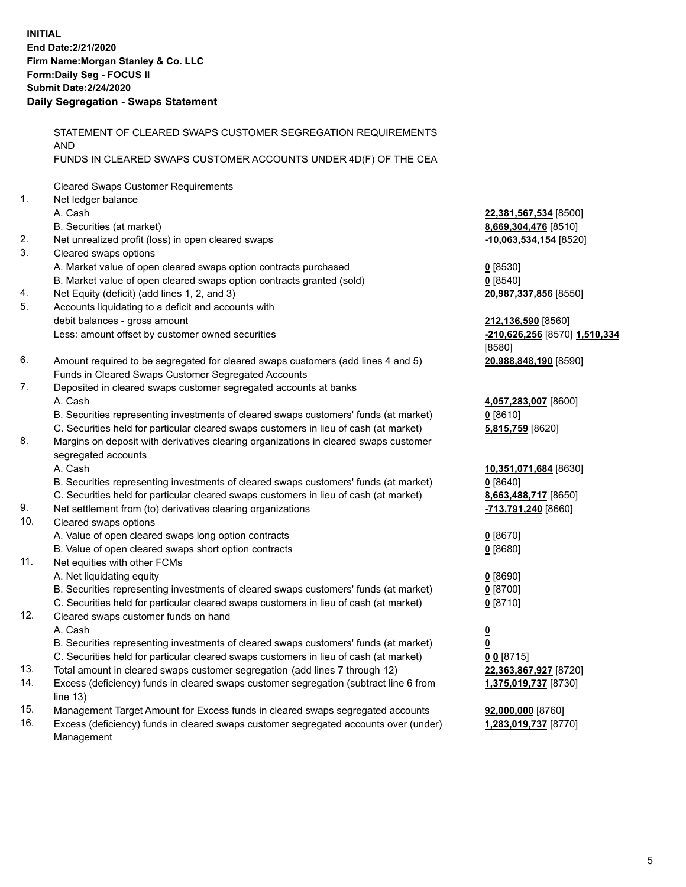**INITIAL**
**End Date:2/21/2020**
**Firm Name:Morgan Stanley & Co. LLC**
**Form:Daily Seg - FOCUS II**
**Submit Date:2/24/2020**
**Daily Segregation - Swaps Statement**

STATEMENT OF CLEARED SWAPS CUSTOMER SEGREGATION REQUIREMENTS AND FUNDS IN CLEARED SWAPS CUSTOMER ACCOUNTS UNDER 4D(F) OF THE CEA

| | | |
|---|---|---|
| | Cleared Swaps Customer Requirements | |
| 1. | Net ledger balance | |
| | A. Cash | **22,381,567,534** [8500] |
| | B. Securities (at market) | **8,669,304,476** [8510] |
| 2. | Net unrealized profit (loss) in open cleared swaps | **-10,063,534,154** [8520] |
| 3. | Cleared swaps options | |
| | A. Market value of open cleared swaps option contracts purchased | **0** [8530] |
| | B. Market value of open cleared swaps option contracts granted (sold) | **0** [8540] |
| 4. | Net Equity (deficit) (add lines 1, 2, and 3) | **20,987,337,856** [8550] |
| 5. | Accounts liquidating to a deficit and accounts with debit balances - gross amount | **212,136,590** [8560] |
| | Less: amount offset by customer owned securities | **-210,626,256** [8570] **1,510,334** [8580] |
| 6. | Amount required to be segregated for cleared swaps customers (add lines 4 and 5) | **20,988,848,190** [8590] |
| | Funds in Cleared Swaps Customer Segregated Accounts | |
| 7. | Deposited in cleared swaps customer segregated accounts at banks | |
| | A. Cash | **4,057,283,007** [8600] |
| | B. Securities representing investments of cleared swaps customers' funds (at market) | **0** [8610] |
| | C. Securities held for particular cleared swaps customers in lieu of cash (at market) | **5,815,759** [8620] |
| 8. | Margins on deposit with derivatives clearing organizations in cleared swaps customer segregated accounts | |
| | A. Cash | **10,351,071,684** [8630] |
| | B. Securities representing investments of cleared swaps customers' funds (at market) | **0** [8640] |
| | C. Securities held for particular cleared swaps customers in lieu of cash (at market) | **8,663,488,717** [8650] |
| 9. | Net settlement from (to) derivatives clearing organizations | **-713,791,240** [8660] |
| 10. | Cleared swaps options | |
| | A. Value of open cleared swaps long option contracts | **0** [8670] |
| | B. Value of open cleared swaps short option contracts | **0** [8680] |
| 11. | Net equities with other FCMs | |
| | A. Net liquidating equity | **0** [8690] |
| | B. Securities representing investments of cleared swaps customers' funds (at market) | **0** [8700] |
| | C. Securities held for particular cleared swaps customers in lieu of cash (at market) | **0** [8710] |
| 12. | Cleared swaps customer funds on hand | |
| | A. Cash | **0** |
| | B. Securities representing investments of cleared swaps customers' funds (at market) | **0** |
| | C. Securities held for particular cleared swaps customers in lieu of cash (at market) | **0** **0** [8715] |
| 13. | Total amount in cleared swaps customer segregation (add lines 7 through 12) | **22,363,867,927** [8720] |
| 14. | Excess (deficiency) funds in cleared swaps customer segregation (subtract line 6 from line 13) | **1,375,019,737** [8730] |
| 15. | Management Target Amount for Excess funds in cleared swaps segregated accounts | **92,000,000** [8760] |
| 16. | Excess (deficiency) funds in cleared swaps customer segregated accounts over (under) Management | **1,283,019,737** [8770] |